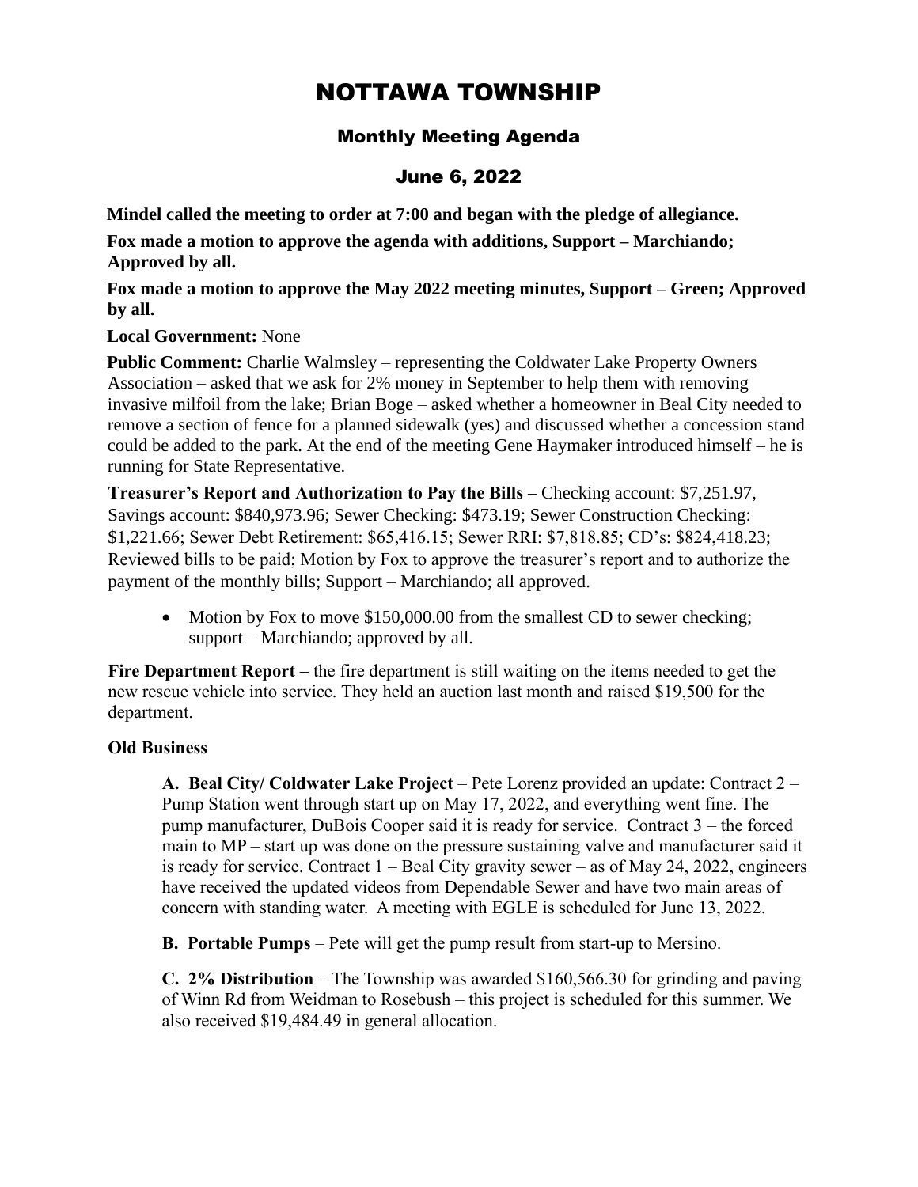# NOTTAWA TOWNSHIP

## Monthly Meeting Agenda

## June 6, 2022

**Mindel called the meeting to order at 7:00 and began with the pledge of allegiance.**

**Fox made a motion to approve the agenda with additions, Support – Marchiando; Approved by all.**

**Fox made a motion to approve the May 2022 meeting minutes, Support – Green; Approved by all.**

**Local Government:** None

**Public Comment:** Charlie Walmsley – representing the Coldwater Lake Property Owners Association – asked that we ask for 2% money in September to help them with removing invasive milfoil from the lake; Brian Boge – asked whether a homeowner in Beal City needed to remove a section of fence for a planned sidewalk (yes) and discussed whether a concession stand could be added to the park. At the end of the meeting Gene Haymaker introduced himself – he is running for State Representative.

**Treasurer's Report and Authorization to Pay the Bills –** Checking account: $7,251.97, Savings account: $840,973.96; Sewer Checking: $473.19; Sewer Construction Checking: $1,221.66; Sewer Debt Retirement: $65,416.15; Sewer RRI: $7,818.85; CD's: $824,418.23; Reviewed bills to be paid; Motion by Fox to approve the treasurer's report and to authorize the payment of the monthly bills; Support – Marchiando; all approved.

- Motion by Fox to move $150,000.00 from the smallest CD to sewer checking; support – Marchiando; approved by all.

**Fire Department Report –** the fire department is still waiting on the items needed to get the new rescue vehicle into service. They held an auction last month and raised $19,500 for the department.

**Old Business**

**A. Beal City/ Coldwater Lake Project** – Pete Lorenz provided an update: Contract 2 – Pump Station went through start up on May 17, 2022, and everything went fine. The pump manufacturer, DuBois Cooper said it is ready for service. Contract 3 – the forced main to MP – start up was done on the pressure sustaining valve and manufacturer said it is ready for service. Contract 1 – Beal City gravity sewer – as of May 24, 2022, engineers have received the updated videos from Dependable Sewer and have two main areas of concern with standing water. A meeting with EGLE is scheduled for June 13, 2022.

**B. Portable Pumps** – Pete will get the pump result from start-up to Mersino.

**C. 2% Distribution** – The Township was awarded $160,566.30 for grinding and paving of Winn Rd from Weidman to Rosebush – this project is scheduled for this summer. We also received $19,484.49 in general allocation.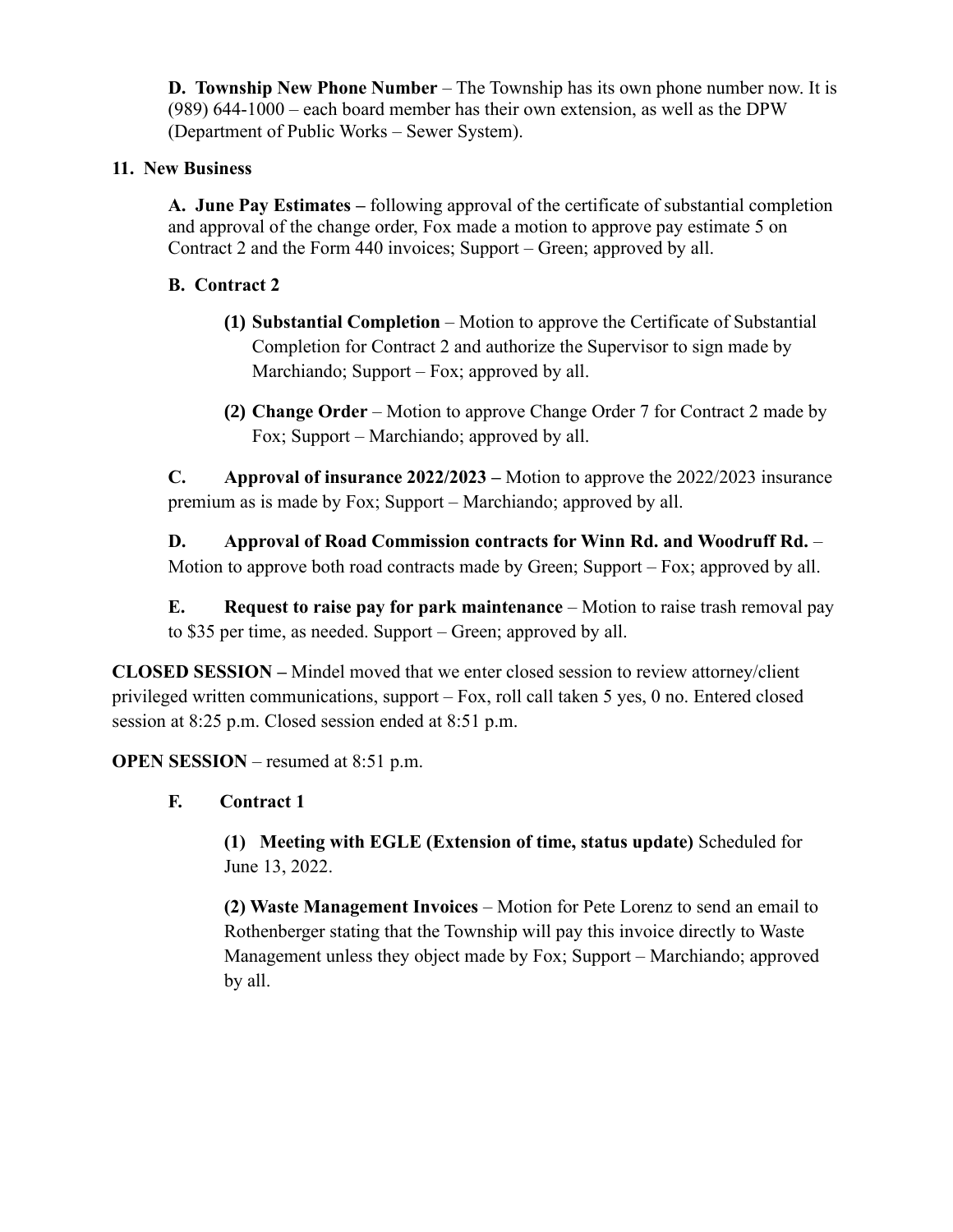**D. Township New Phone Number** – The Township has its own phone number now. It is (989) 644-1000 – each board member has their own extension, as well as the DPW (Department of Public Works – Sewer System).

**11. New Business**

**A. June Pay Estimates –** following approval of the certificate of substantial completion and approval of the change order, Fox made a motion to approve pay estimate 5 on Contract 2 and the Form 440 invoices; Support – Green; approved by all.

**B. Contract 2**

**(1) Substantial Completion** – Motion to approve the Certificate of Substantial Completion for Contract 2 and authorize the Supervisor to sign made by Marchiando; Support – Fox; approved by all.

**(2) Change Order** – Motion to approve Change Order 7 for Contract 2 made by Fox; Support – Marchiando; approved by all.

**C. Approval of insurance 2022/2023 –** Motion to approve the 2022/2023 insurance premium as is made by Fox; Support – Marchiando; approved by all.

**D. Approval of Road Commission contracts for Winn Rd. and Woodruff Rd.** – Motion to approve both road contracts made by Green; Support – Fox; approved by all.

**E. Request to raise pay for park maintenance** – Motion to raise trash removal pay to $35 per time, as needed. Support – Green; approved by all.

**CLOSED SESSION –** Mindel moved that we enter closed session to review attorney/client privileged written communications, support – Fox, roll call taken 5 yes, 0 no. Entered closed session at 8:25 p.m. Closed session ended at 8:51 p.m.

**OPEN SESSION** – resumed at 8:51 p.m.

**F. Contract 1**

**(1) Meeting with EGLE (Extension of time, status update)** Scheduled for June 13, 2022.

**(2) Waste Management Invoices** – Motion for Pete Lorenz to send an email to Rothenberger stating that the Township will pay this invoice directly to Waste Management unless they object made by Fox; Support – Marchiando; approved by all.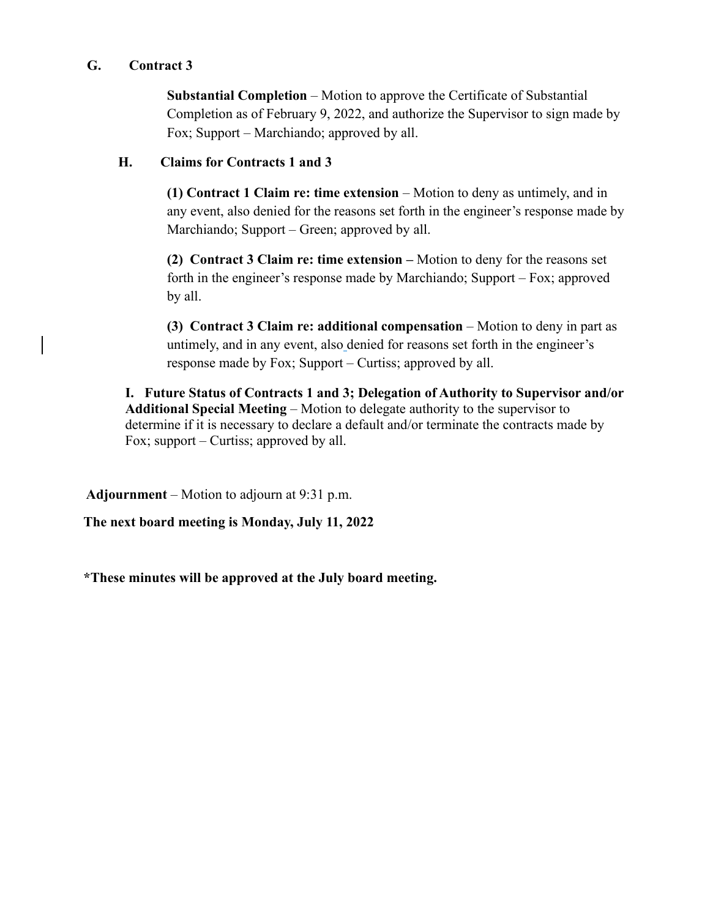**G. Contract 3**

**Substantial Completion** – Motion to approve the Certificate of Substantial Completion as of February 9, 2022, and authorize the Supervisor to sign made by Fox; Support – Marchiando; approved by all.

**H. Claims for Contracts 1 and 3**

**(1) Contract 1 Claim re: time extension** – Motion to deny as untimely, and in any event, also denied for the reasons set forth in the engineer's response made by Marchiando; Support – Green; approved by all.

**(2) Contract 3 Claim re: time extension –** Motion to deny for the reasons set forth in the engineer's response made by Marchiando; Support – Fox; approved by all.

**(3) Contract 3 Claim re: additional compensation** – Motion to deny in part as untimely, and in any event, also denied for reasons set forth in the engineer's response made by Fox; Support – Curtiss; approved by all.

**I. Future Status of Contracts 1 and 3; Delegation of Authority to Supervisor and/or Additional Special Meeting** – Motion to delegate authority to the supervisor to determine if it is necessary to declare a default and/or terminate the contracts made by Fox; support – Curtiss; approved by all.

**Adjournment** – Motion to adjourn at 9:31 p.m.

**The next board meeting is Monday, July 11, 2022**

**\*These minutes will be approved at the July board meeting.**